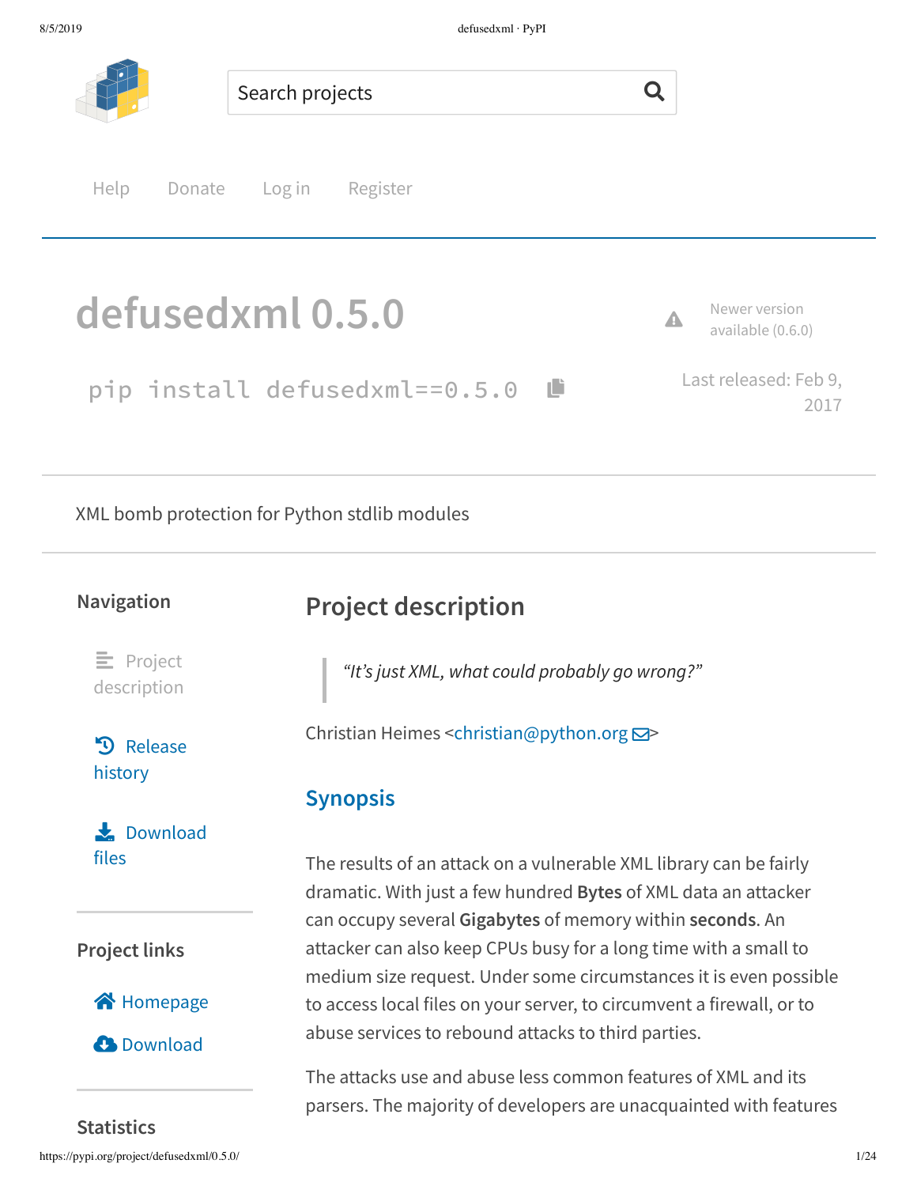Search projects

Help Donate Log in Register

# defusedxml 0.5.0

Newer version available (0.6.0)

```
pip install defusedxml==0.5.0
```

Last released: Feb 9, 2017

XML bomb protection for Python stdlib modules

### Navigation

Project description

Release history

Download files

### Project links

Homepage

Download

### Statistics

## Project description

> *"It's just XML, what could probably go wrong?"*

Christian Heimes <christian@python.org>

### Synopsis

The results of an attack on a vulnerable XML library can be fairly dramatic. With just a few hundred **Bytes** of XML data an attacker can occupy several **Gigabytes** of memory within **seconds**. An attacker can also keep CPUs busy for a long time with a small to medium size request. Under some circumstances it is even possible to access local files on your server, to circumvent a firewall, or to abuse services to rebound attacks to third parties.

The attacks use and abuse less common features of XML and its parsers. The majority of developers are unacquainted with features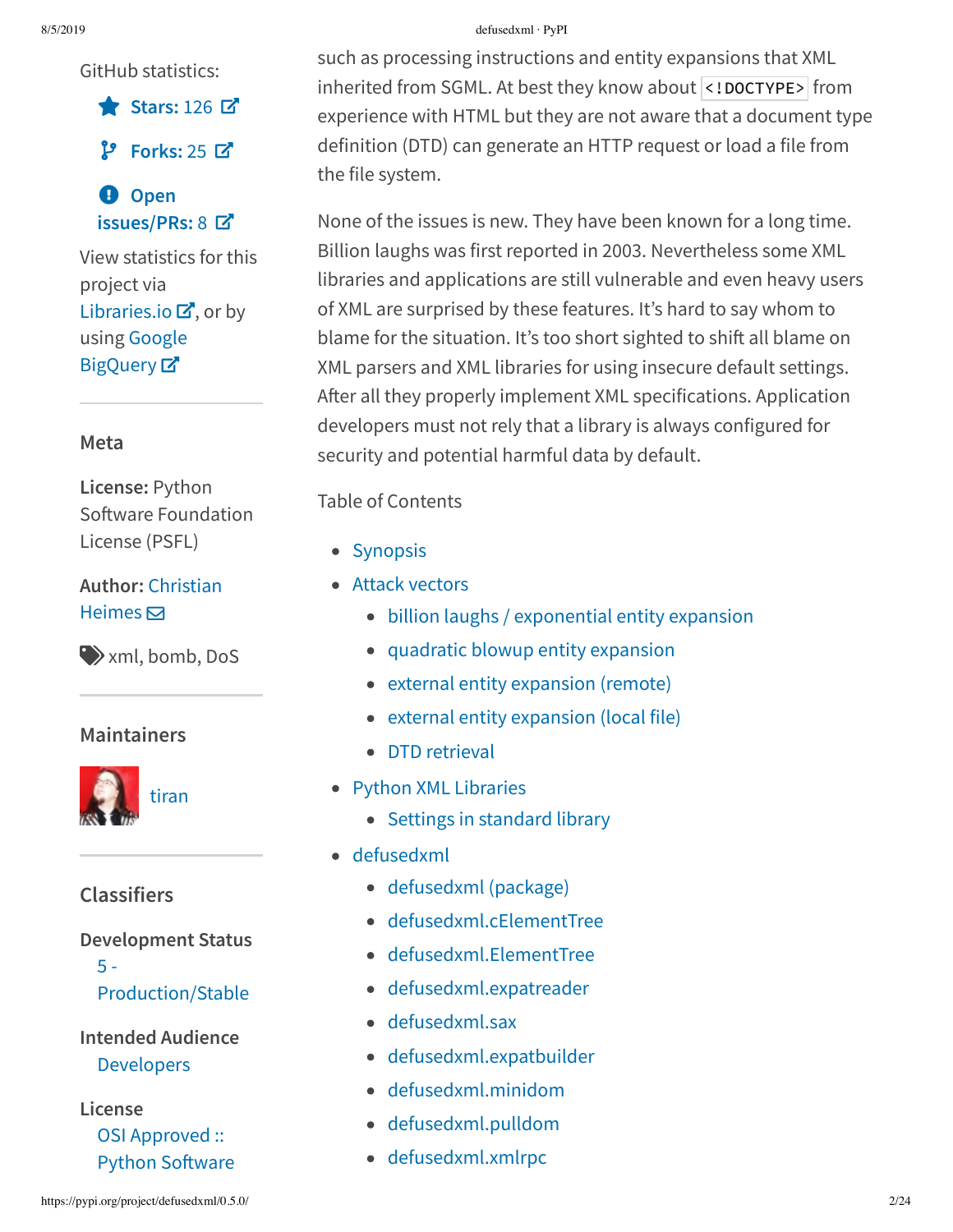GitHub statistics:

- Stars: 126
- Forks: 25
- Open issues/PRs: 8

View statistics for this project via Libraries.io, or by using Google BigQuery

### Meta

**License:** Python Software Foundation License (PSFL)

**Author:** Christian Heimes

xml, bomb, DoS

### Maintainers

tiran

### Classifiers

**Development Status**
 5 - Production/Stable

**Intended Audience**
 Developers

**License**
 OSI Approved :: Python Software

such as processing instructions and entity expansions that XML inherited from SGML. At best they know about `<!DOCTYPE>` from experience with HTML but they are not aware that a document type definition (DTD) can generate an HTTP request or load a file from the file system.

None of the issues is new. They have been known for a long time. Billion laughs was first reported in 2003. Nevertheless some XML libraries and applications are still vulnerable and even heavy users of XML are surprised by these features. It's hard to say whom to blame for the situation. It's too short sighted to shift all blame on XML parsers and XML libraries for using insecure default settings. After all they properly implement XML specifications. Application developers must not rely that a library is always configured for security and potential harmful data by default.

Table of Contents

- Synopsis
- Attack vectors
  - billion laughs / exponential entity expansion
  - quadratic blowup entity expansion
  - external entity expansion (remote)
  - external entity expansion (local file)
  - DTD retrieval
- Python XML Libraries
  - Settings in standard library
- defusedxml
  - defusedxml (package)
  - defusedxml.cElementTree
  - defusedxml.ElementTree
  - defusedxml.expatreader
  - defusedxml.sax
  - defusedxml.expatbuilder
  - defusedxml.minidom
  - defusedxml.pulldom
  - defusedxml.xmlrpc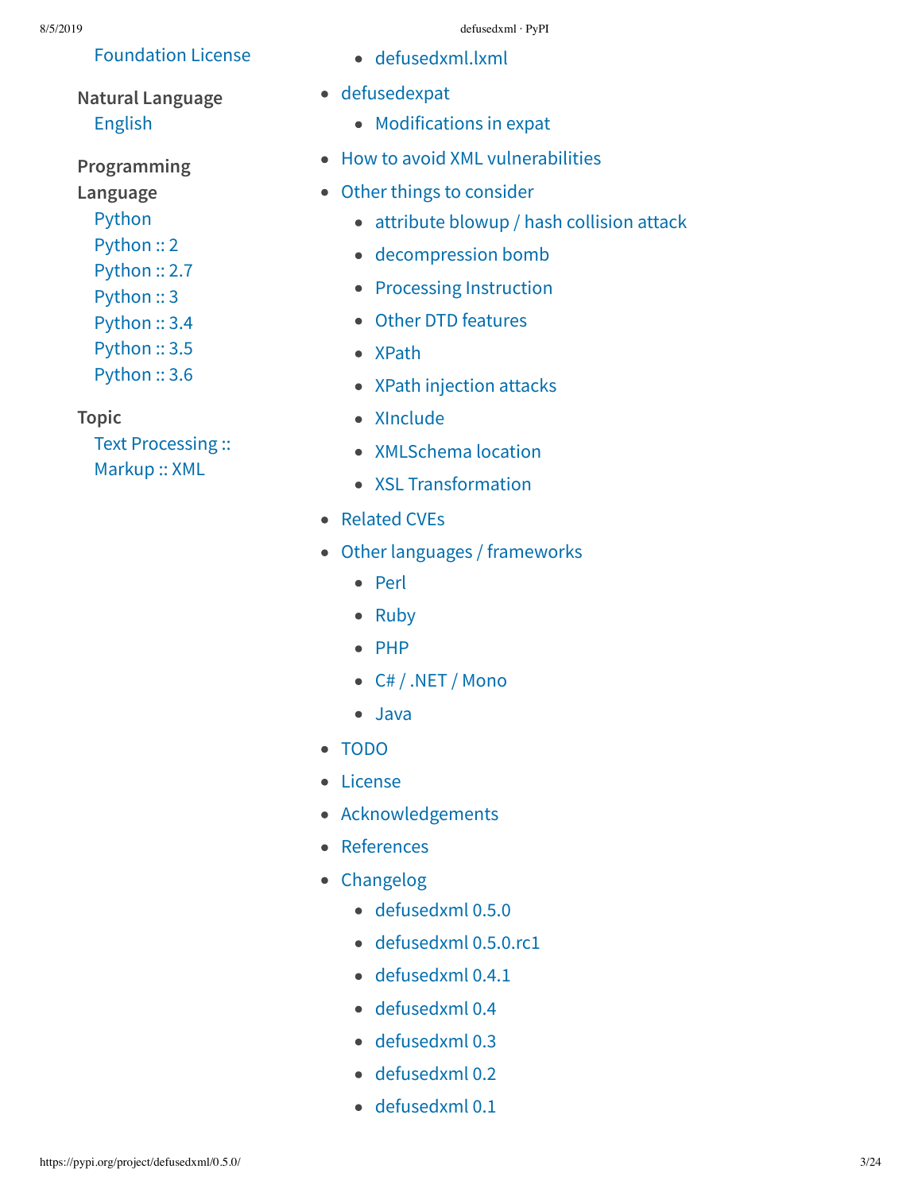Foundation License

**Natural Language**
English

**Programming Language**
Python
Python :: 2
Python :: 2.7
Python :: 3
Python :: 3.4
Python :: 3.5
Python :: 3.6

**Topic**
Text Processing :: Markup :: XML

- defusedxml.lxml
- defusedexpat
  - Modifications in expat
- How to avoid XML vulnerabilities
- Other things to consider
  - attribute blowup / hash collision attack
  - decompression bomb
  - Processing Instruction
  - Other DTD features
  - XPath
  - XPath injection attacks
  - XInclude
  - XMLSchema location
  - XSL Transformation
- Related CVEs
- Other languages / frameworks
  - Perl
  - Ruby
  - PHP
  - C# / .NET / Mono
  - Java
- TODO
- License
- Acknowledgements
- References
- Changelog
  - defusedxml 0.5.0
  - defusedxml 0.5.0.rc1
  - defusedxml 0.4.1
  - defusedxml 0.4
  - defusedxml 0.3
  - defusedxml 0.2
  - defusedxml 0.1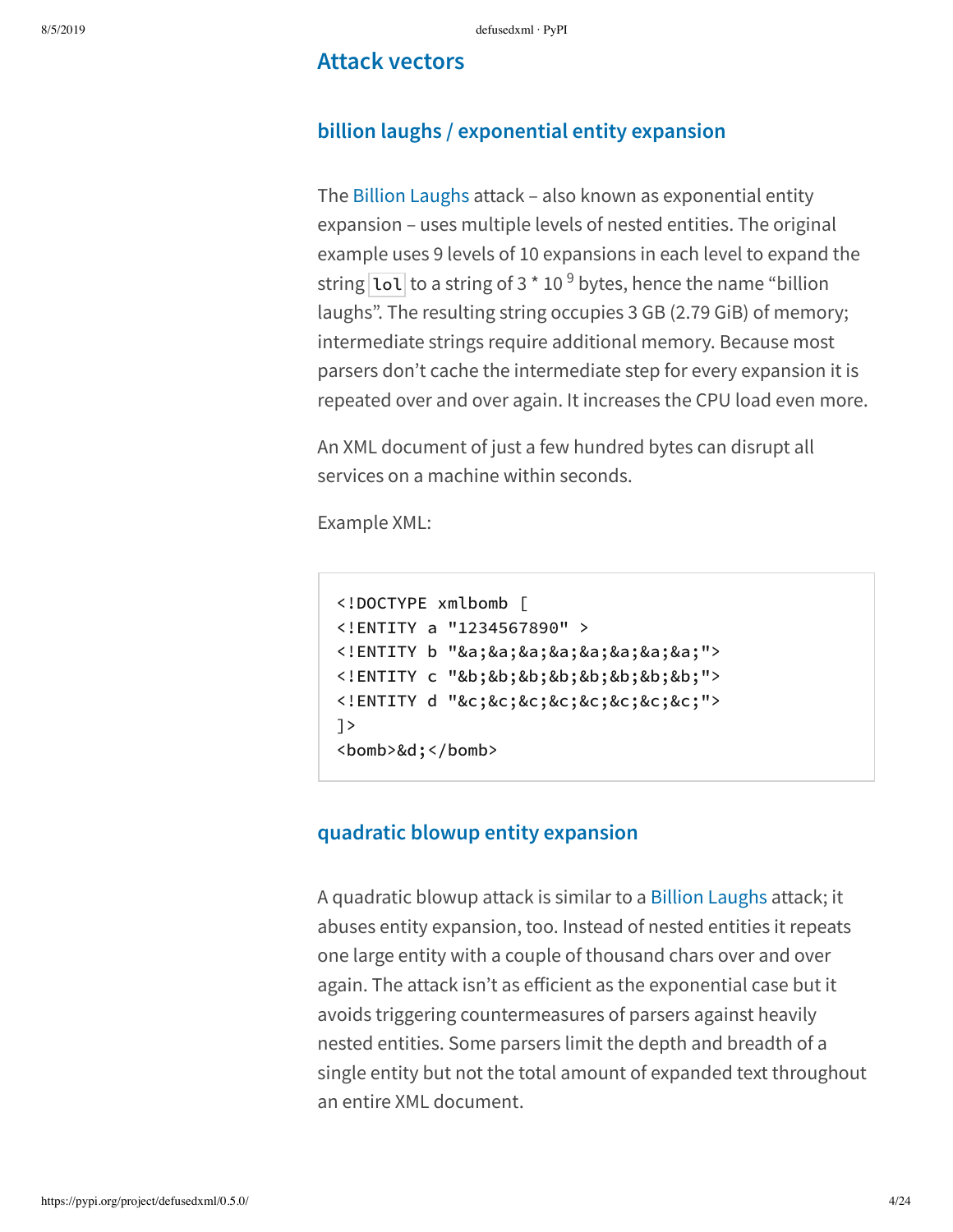## Attack vectors

### billion laughs / exponential entity expansion

The Billion Laughs attack – also known as exponential entity expansion – uses multiple levels of nested entities. The original example uses 9 levels of 10 expansions in each level to expand the string `lol` to a string of $3 * 10^9$ bytes, hence the name "billion laughs". The resulting string occupies 3 GB (2.79 GiB) of memory; intermediate strings require additional memory. Because most parsers don't cache the intermediate step for every expansion it is repeated over and over again. It increases the CPU load even more.

An XML document of just a few hundred bytes can disrupt all services on a machine within seconds.

Example XML:

```
<!DOCTYPE xmlbomb [
<!ENTITY a "1234567890" >
<!ENTITY b "&a;&a;&a;&a;&a;&a;&a;&a;">
<!ENTITY c "&b;&b;&b;&b;&b;&b;&b;&b;">
<!ENTITY d "&c;&c;&c;&c;&c;&c;&c;&c;">
]>
<bomb>&d;</bomb>
```

### quadratic blowup entity expansion

A quadratic blowup attack is similar to a Billion Laughs attack; it abuses entity expansion, too. Instead of nested entities it repeats one large entity with a couple of thousand chars over and over again. The attack isn't as efficient as the exponential case but it avoids triggering countermeasures of parsers against heavily nested entities. Some parsers limit the depth and breadth of a single entity but not the total amount of expanded text throughout an entire XML document.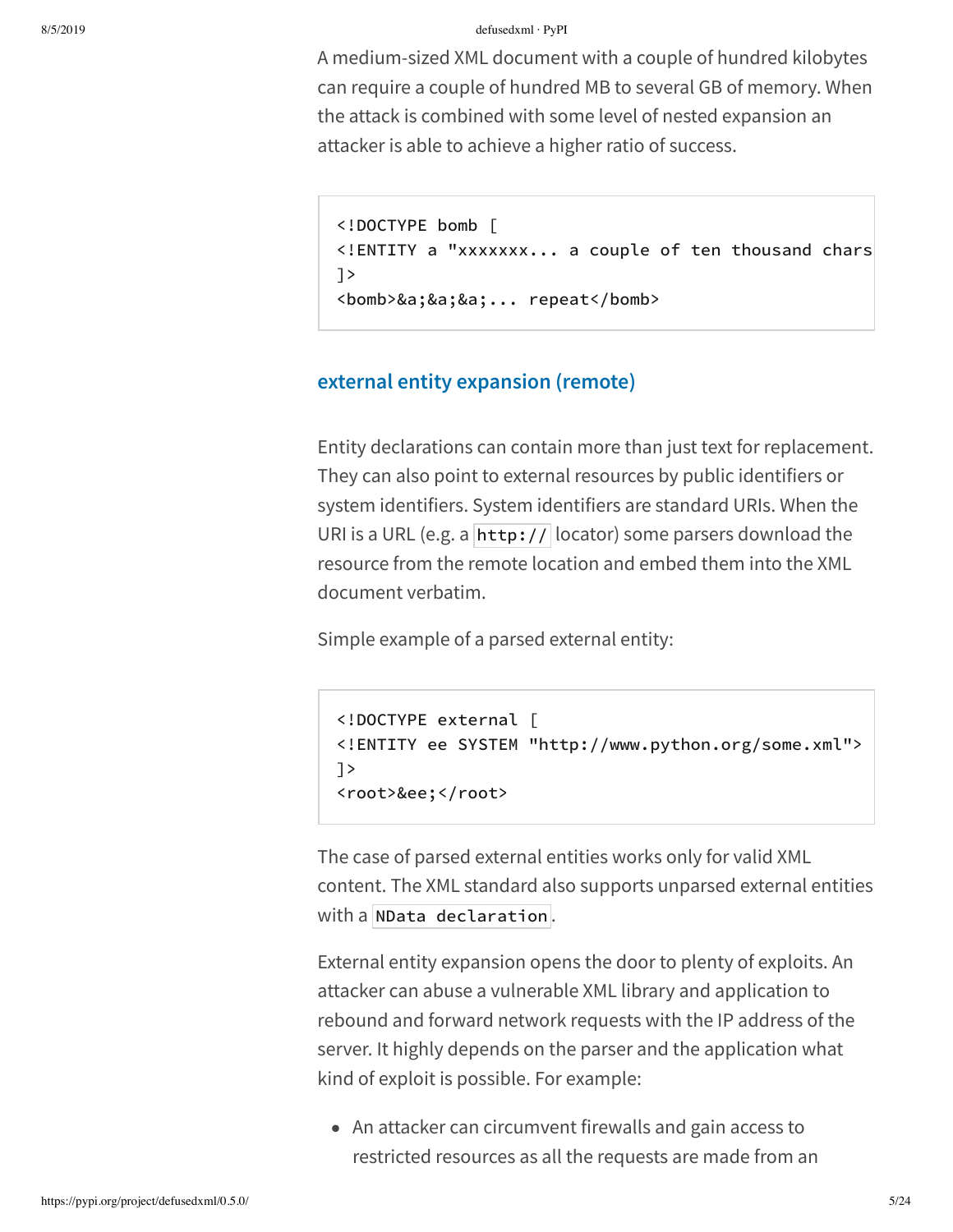A medium-sized XML document with a couple of hundred kilobytes can require a couple of hundred MB to several GB of memory. When the attack is combined with some level of nested expansion an attacker is able to achieve a higher ratio of success.

```
<!DOCTYPE bomb [
<!ENTITY a "xxxxxxx... a couple of ten thousand chars
]>
<bomb>&a;&a;&a;... repeat</bomb>
```

### external entity expansion (remote)

Entity declarations can contain more than just text for replacement. They can also point to external resources by public identifiers or system identifiers. System identifiers are standard URIs. When the URI is a URL (e.g. a `http://` locator) some parsers download the resource from the remote location and embed them into the XML document verbatim.

Simple example of a parsed external entity:

```
<!DOCTYPE external [
<!ENTITY ee SYSTEM "http://www.python.org/some.xml">
]>
<root>&ee;</root>
```

The case of parsed external entities works only for valid XML content. The XML standard also supports unparsed external entities with a `NData declaration`.

External entity expansion opens the door to plenty of exploits. An attacker can abuse a vulnerable XML library and application to rebound and forward network requests with the IP address of the server. It highly depends on the parser and the application what kind of exploit is possible. For example:

- An attacker can circumvent firewalls and gain access to restricted resources as all the requests are made from an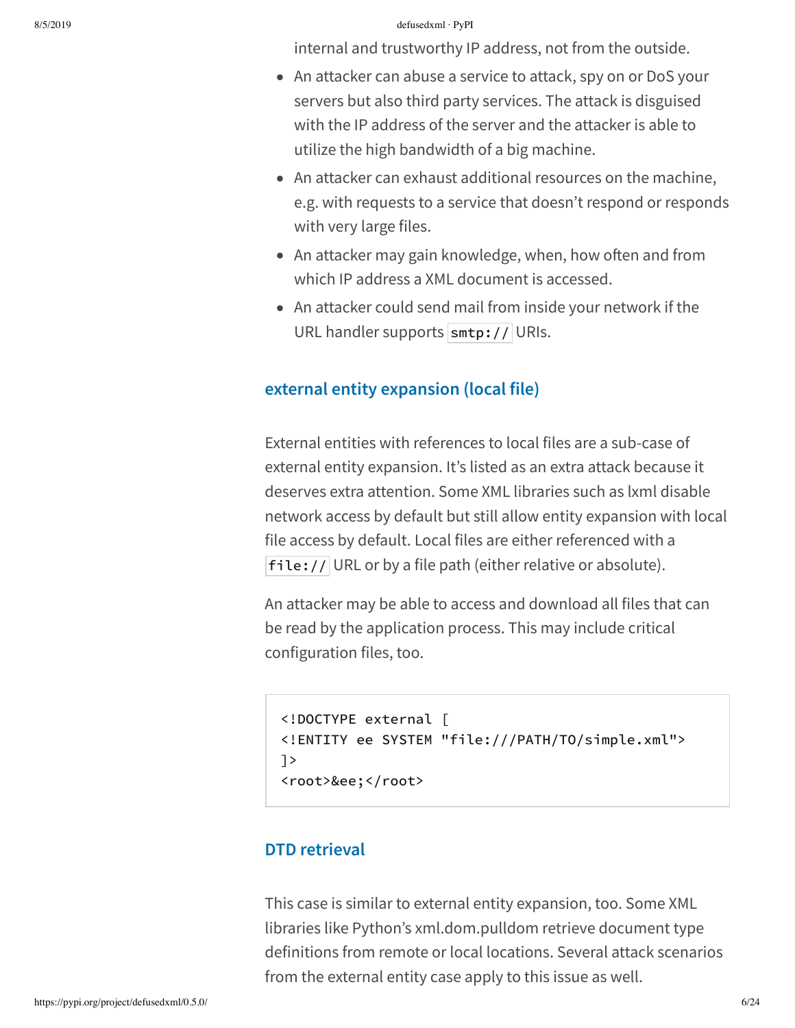internal and trustworthy IP address, not from the outside.

- An attacker can abuse a service to attack, spy on or DoS your servers but also third party services. The attack is disguised with the IP address of the server and the attacker is able to utilize the high bandwidth of a big machine.
- An attacker can exhaust additional resources on the machine, e.g. with requests to a service that doesn't respond or responds with very large files.
- An attacker may gain knowledge, when, how often and from which IP address a XML document is accessed.
- An attacker could send mail from inside your network if the URL handler supports `smtp://` URIs.

### external entity expansion (local file)

External entities with references to local files are a sub-case of external entity expansion. It's listed as an extra attack because it deserves extra attention. Some XML libraries such as lxml disable network access by default but still allow entity expansion with local file access by default. Local files are either referenced with a `file://` URL or by a file path (either relative or absolute).

An attacker may be able to access and download all files that can be read by the application process. This may include critical configuration files, too.

```
<!DOCTYPE external [
<!ENTITY ee SYSTEM "file:///PATH/TO/simple.xml">
]>
<root>&ee;</root>
```

### DTD retrieval

This case is similar to external entity expansion, too. Some XML libraries like Python's xml.dom.pulldom retrieve document type definitions from remote or local locations. Several attack scenarios from the external entity case apply to this issue as well.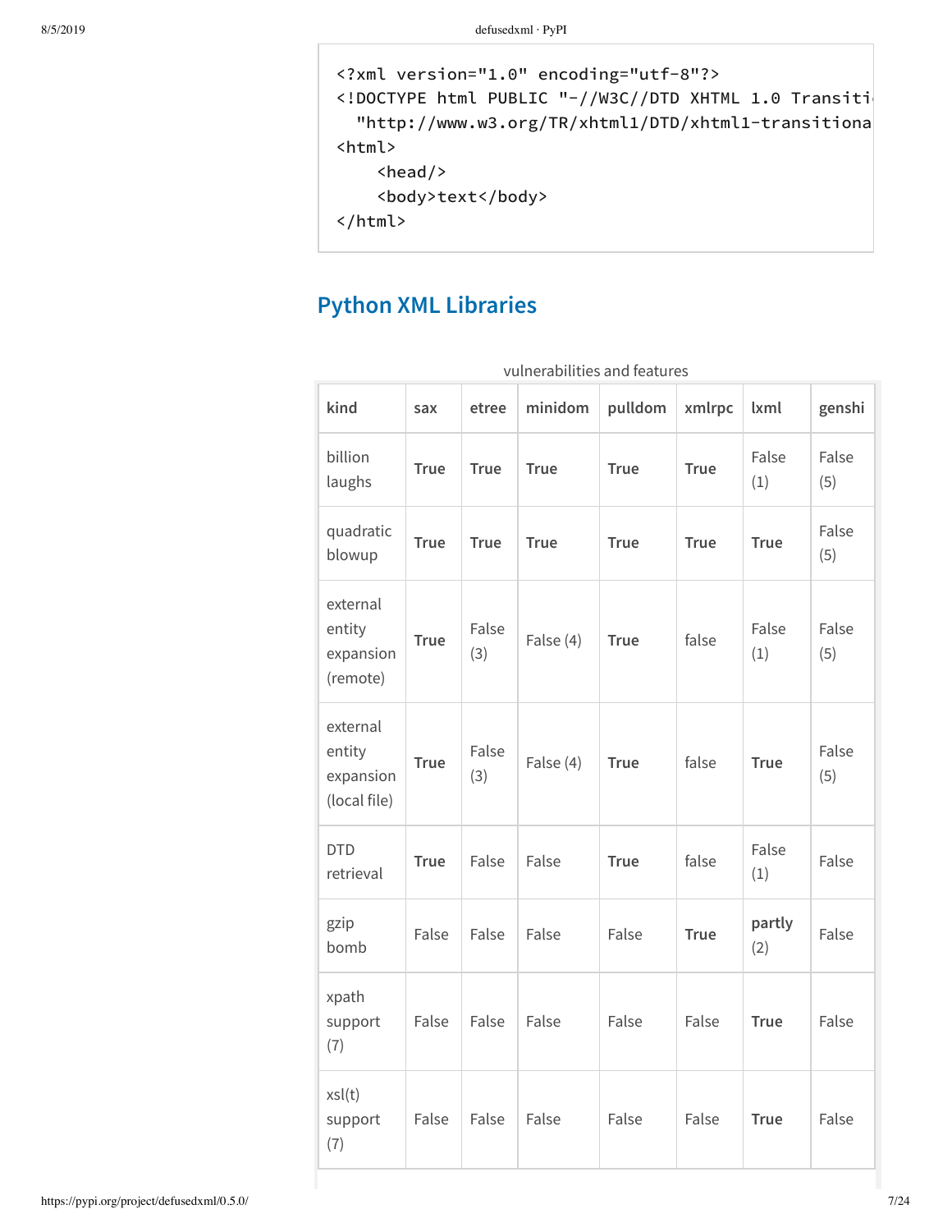```
<?xml version="1.0" encoding="utf-8"?>
<!DOCTYPE html PUBLIC "-//W3C//DTD XHTML 1.0 Transiti
  "http://www.w3.org/TR/xhtml1/DTD/xhtml1-transitiona
<html>
    <head/>
    <body>text</body>
</html>
```

## Python XML Libraries

vulnerabilities and features

| kind | sax | etree | minidom | pulldom | xmlrpc | lxml | genshi |
|---|---|---|---|---|---|---|---|
| billion laughs | **True** | **True** | **True** | **True** | **True** | False (1) | False (5) |
| quadratic blowup | **True** | **True** | **True** | **True** | **True** | **True** | False (5) |
| external entity expansion (remote) | **True** | False (3) | False (4) | **True** | false | False (1) | False (5) |
| external entity expansion (local file) | **True** | False (3) | False (4) | **True** | false | **True** | False (5) |
| DTD retrieval | **True** | False | False | **True** | false | False (1) | False |
| gzip bomb | False | False | False | False | **True** | **partly** (2) | False |
| xpath support (7) | False | False | False | False | False | **True** | False |
| xsl(t) support (7) | False | False | False | False | False | **True** | False |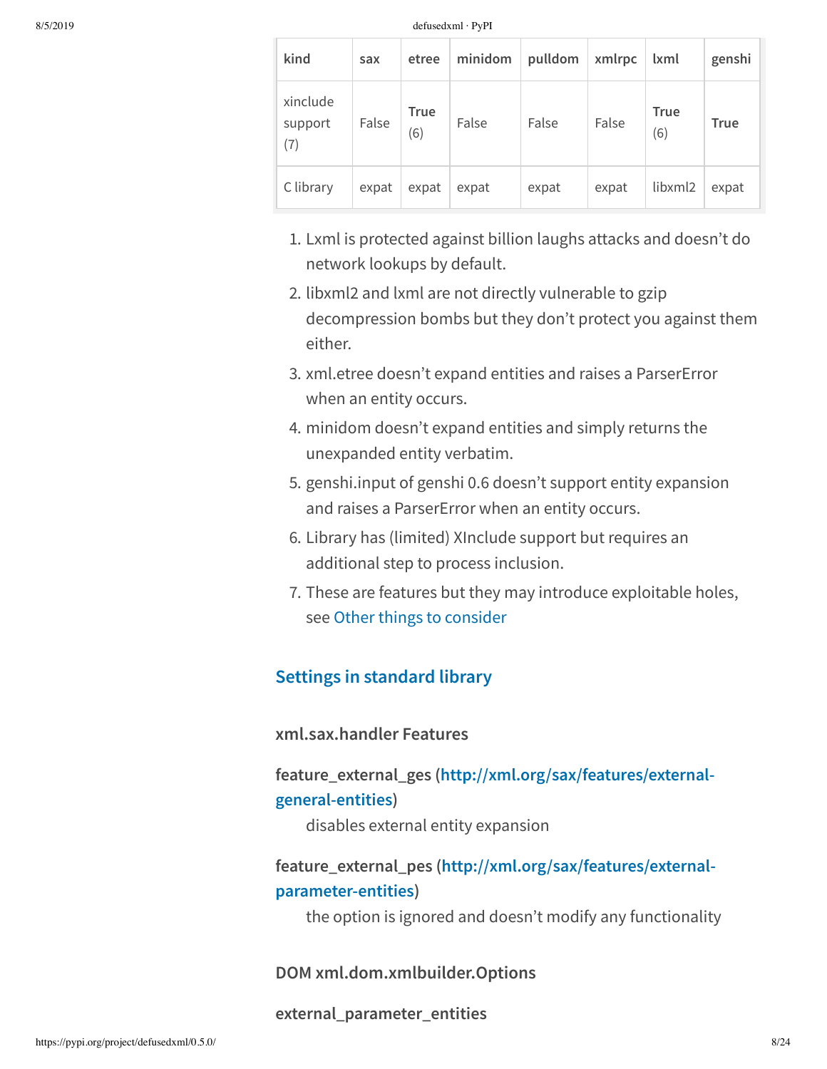| kind | sax | etree | minidom | pulldom | xmlrpc | lxml | genshi |
|---|---|---|---|---|---|---|---|
| xinclude support (7) | False | **True** (6) | False | False | False | **True** (6) | **True** |
| C library | expat | expat | expat | expat | expat | libxml2 | expat |

1. Lxml is protected against billion laughs attacks and doesn't do network lookups by default.
2. libxml2 and lxml are not directly vulnerable to gzip decompression bombs but they don't protect you against them either.
3. xml.etree doesn't expand entities and raises a ParserError when an entity occurs.
4. minidom doesn't expand entities and simply returns the unexpanded entity verbatim.
5. genshi.input of genshi 0.6 doesn't support entity expansion and raises a ParserError when an entity occurs.
6. Library has (limited) XInclude support but requires an additional step to process inclusion.
7. These are features but they may introduce exploitable holes, see Other things to consider

## Settings in standard library

### xml.sax.handler Features

**feature_external_ges (http://xml.org/sax/features/external-general-entities)**

disables external entity expansion

**feature_external_pes (http://xml.org/sax/features/external-parameter-entities)**

the option is ignored and doesn't modify any functionality

### DOM xml.dom.xmlbuilder.Options

**external_parameter_entities**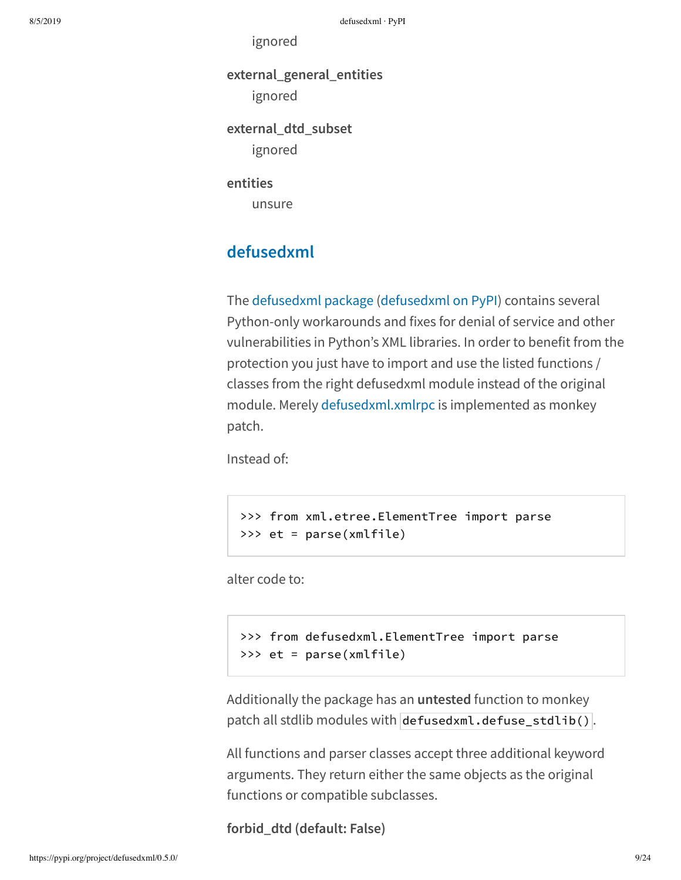ignored

**external_general_entities**

ignored

**external_dtd_subset**

ignored

**entities**

unsure

## defusedxml

The defusedxml package (defusedxml on PyPI) contains several Python-only workarounds and fixes for denial of service and other vulnerabilities in Python's XML libraries. In order to benefit from the protection you just have to import and use the listed functions / classes from the right defusedxml module instead of the original module. Merely defusedxml.xmlrpc is implemented as monkey patch.

Instead of:

```
>>> from xml.etree.ElementTree import parse
>>> et = parse(xmlfile)
```

alter code to:

```
>>> from defusedxml.ElementTree import parse
>>> et = parse(xmlfile)
```

Additionally the package has an **untested** function to monkey patch all stdlib modules with `defusedxml.defuse_stdlib()`.

All functions and parser classes accept three additional keyword arguments. They return either the same objects as the original functions or compatible subclasses.

**forbid_dtd (default: False)**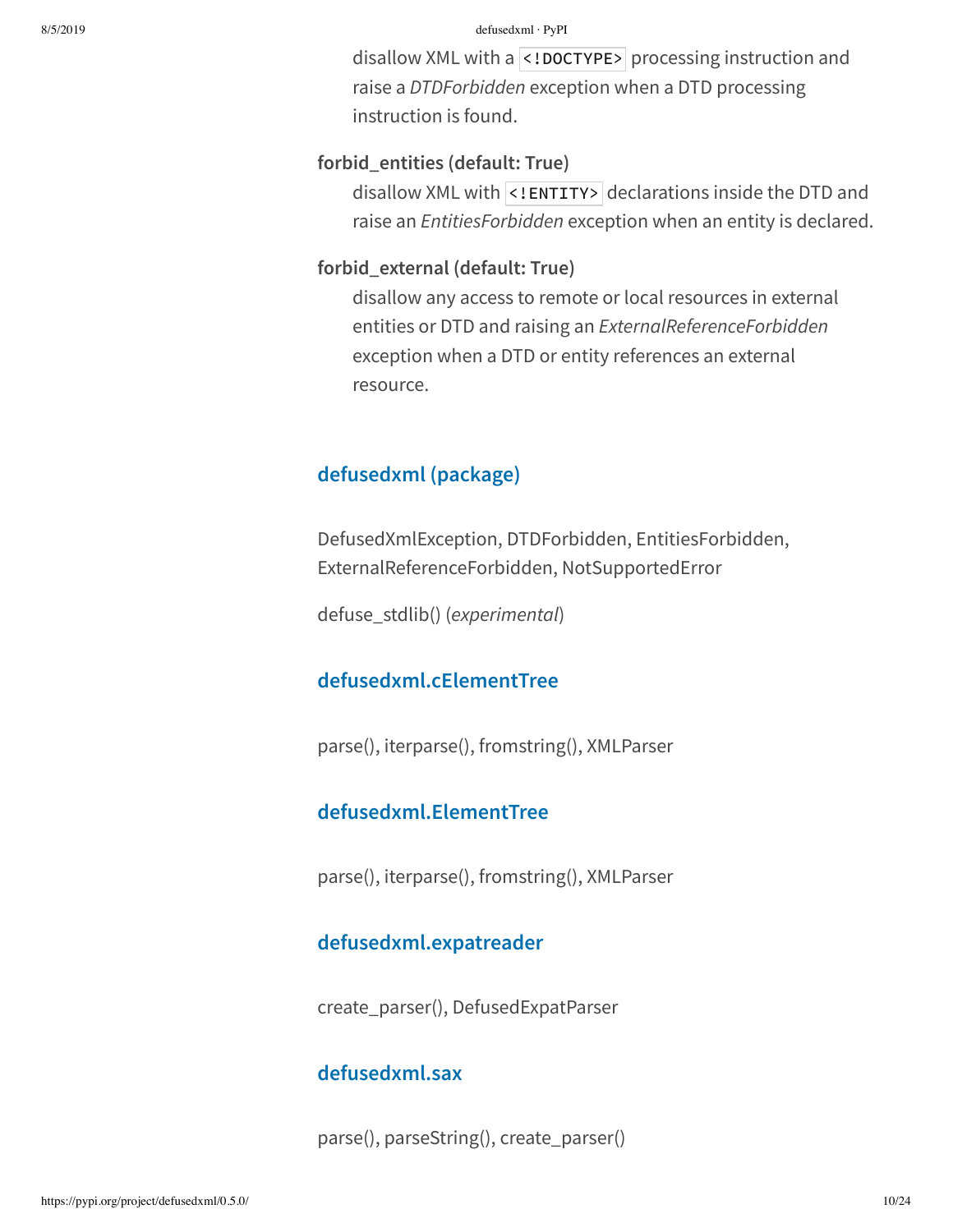disallow XML with a `<!DOCTYPE>` processing instruction and raise a *DTDForbidden* exception when a DTD processing instruction is found.

**forbid_entities (default: True)**

disallow XML with `<!ENTITY>` declarations inside the DTD and raise an *EntitiesForbidden* exception when an entity is declared.

**forbid_external (default: True)**

disallow any access to remote or local resources in external entities or DTD and raising an *ExternalReferenceForbidden* exception when a DTD or entity references an external resource.

### defusedxml (package)

DefusedXmlException, DTDForbidden, EntitiesForbidden, ExternalReferenceForbidden, NotSupportedError

defuse_stdlib() (*experimental*)

### defusedxml.cElementTree

parse(), iterparse(), fromstring(), XMLParser

### defusedxml.ElementTree

parse(), iterparse(), fromstring(), XMLParser

### defusedxml.expatreader

create_parser(), DefusedExpatParser

### defusedxml.sax

parse(), parseString(), create_parser()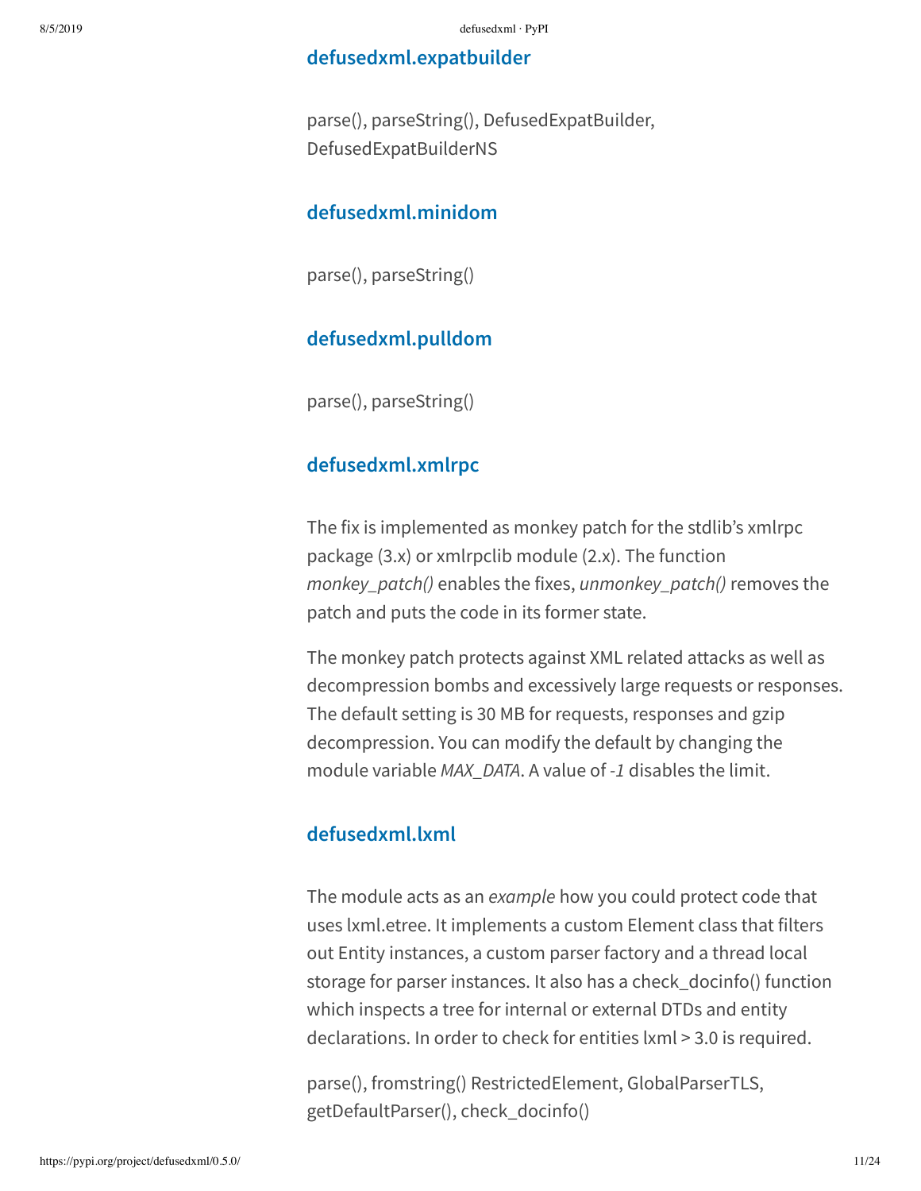### defusedxml.expatbuilder

parse(), parseString(), DefusedExpatBuilder, DefusedExpatBuilderNS

### defusedxml.minidom

parse(), parseString()

### defusedxml.pulldom

parse(), parseString()

### defusedxml.xmlrpc

The fix is implemented as monkey patch for the stdlib's xmlrpc package (3.x) or xmlrpclib module (2.x). The function *monkey_patch()* enables the fixes, *unmonkey_patch()* removes the patch and puts the code in its former state.

The monkey patch protects against XML related attacks as well as decompression bombs and excessively large requests or responses. The default setting is 30 MB for requests, responses and gzip decompression. You can modify the default by changing the module variable *MAX_DATA*. A value of *-1* disables the limit.

### defusedxml.lxml

The module acts as an *example* how you could protect code that uses lxml.etree. It implements a custom Element class that filters out Entity instances, a custom parser factory and a thread local storage for parser instances. It also has a check_docinfo() function which inspects a tree for internal or external DTDs and entity declarations. In order to check for entities lxml > 3.0 is required.

parse(), fromstring() RestrictedElement, GlobalParserTLS, getDefaultParser(), check_docinfo()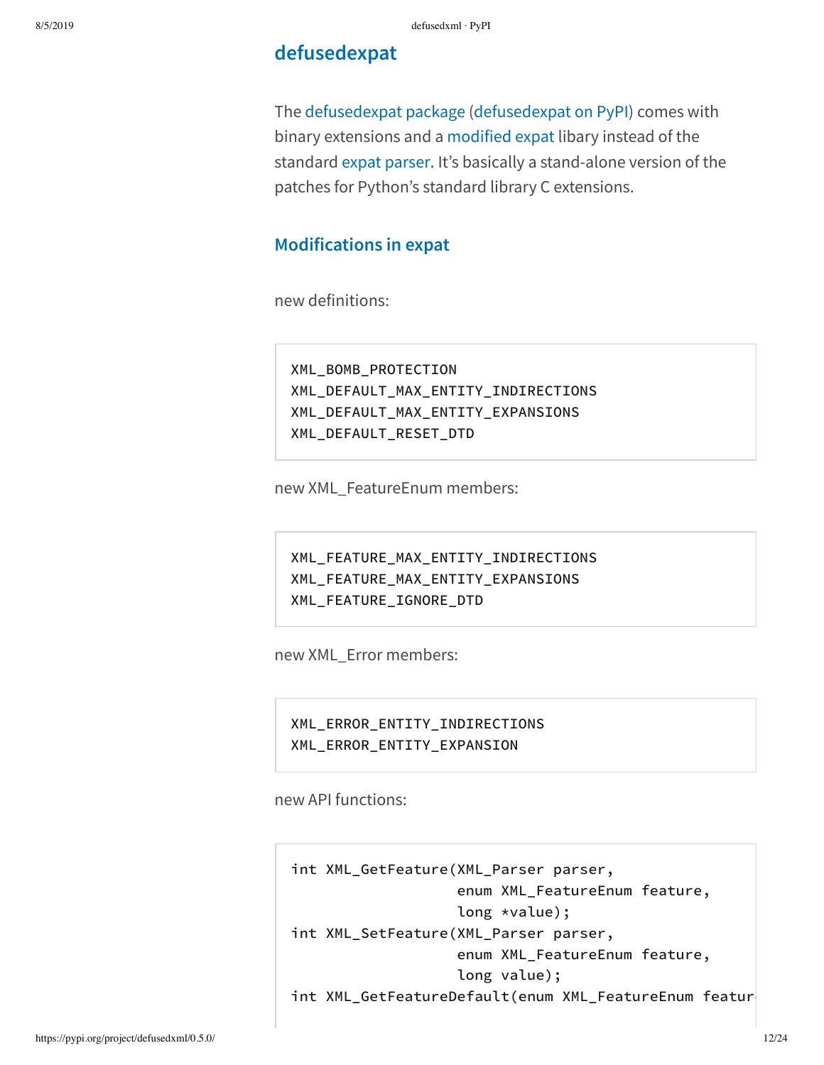## defusedexpat

The defusedexpat package (defusedexpat on PyPI) comes with binary extensions and a modified expat libary instead of the standard expat parser. It's basically a stand-alone version of the patches for Python's standard library C extensions.

### Modifications in expat

new definitions:

```
XML_BOMB_PROTECTION
XML_DEFAULT_MAX_ENTITY_INDIRECTIONS
XML_DEFAULT_MAX_ENTITY_EXPANSIONS
XML_DEFAULT_RESET_DTD
```

new XML_FeatureEnum members:

```
XML_FEATURE_MAX_ENTITY_INDIRECTIONS
XML_FEATURE_MAX_ENTITY_EXPANSIONS
XML_FEATURE_IGNORE_DTD
```

new XML_Error members:

```
XML_ERROR_ENTITY_INDIRECTIONS
XML_ERROR_ENTITY_EXPANSION
```

new API functions:

```
int XML_GetFeature(XML_Parser parser,
                   enum XML_FeatureEnum feature,
                   long *value);
int XML_SetFeature(XML_Parser parser,
                   enum XML_FeatureEnum feature,
                   long value);
int XML_GetFeatureDefault(enum XML_FeatureEnum featur
```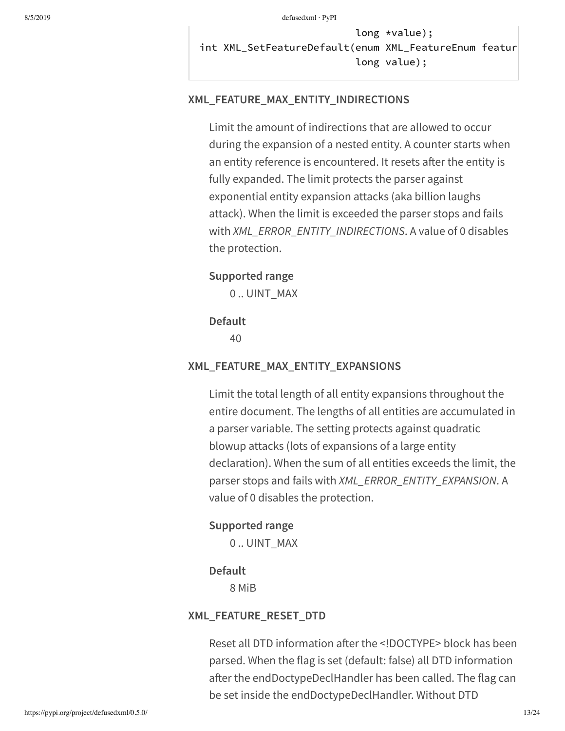```
                              long *value);
int XML_SetFeatureDefault(enum XML_FeatureEnum featur
                              long value);
```

#### XML_FEATURE_MAX_ENTITY_INDIRECTIONS

Limit the amount of indirections that are allowed to occur during the expansion of a nested entity. A counter starts when an entity reference is encountered. It resets after the entity is fully expanded. The limit protects the parser against exponential entity expansion attacks (aka billion laughs attack). When the limit is exceeded the parser stops and fails with *XML_ERROR_ENTITY_INDIRECTIONS*. A value of 0 disables the protection.

**Supported range**
: 0 .. UINT_MAX

**Default**
: 40

#### XML_FEATURE_MAX_ENTITY_EXPANSIONS

Limit the total length of all entity expansions throughout the entire document. The lengths of all entities are accumulated in a parser variable. The setting protects against quadratic blowup attacks (lots of expansions of a large entity declaration). When the sum of all entities exceeds the limit, the parser stops and fails with *XML_ERROR_ENTITY_EXPANSION*. A value of 0 disables the protection.

**Supported range**
: 0 .. UINT_MAX

**Default**
: 8 MiB

#### XML_FEATURE_RESET_DTD

Reset all DTD information after the <!DOCTYPE> block has been parsed. When the flag is set (default: false) all DTD information after the endDoctypeDeclHandler has been called. The flag can be set inside the endDoctypeDeclHandler. Without DTD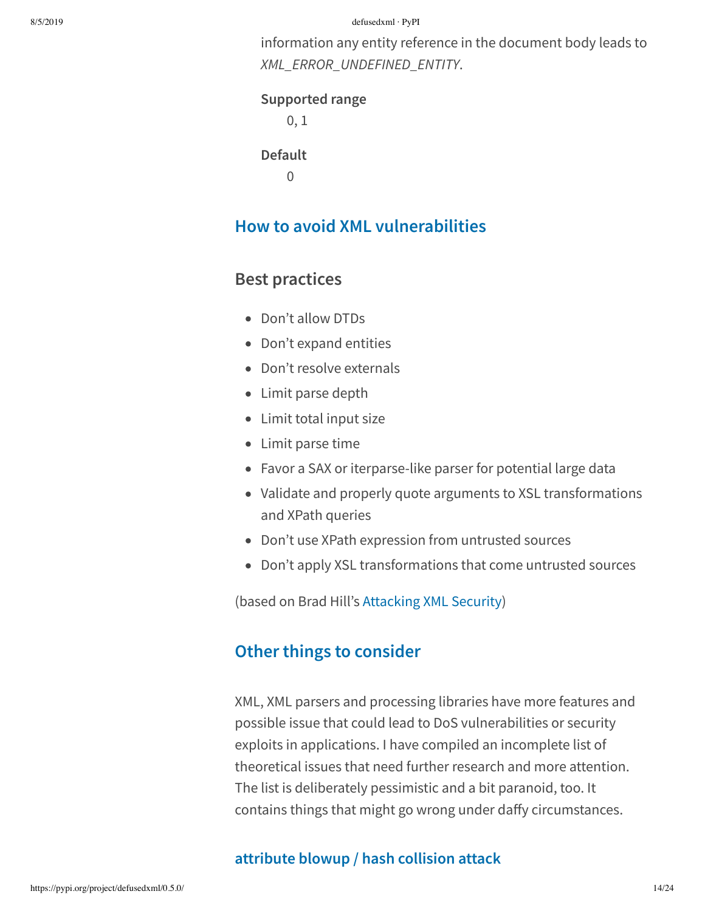information any entity reference in the document body leads to *XML_ERROR_UNDEFINED_ENTITY*.

**Supported range**

0, 1

**Default**

0

## How to avoid XML vulnerabilities

### Best practices

- Don't allow DTDs
- Don't expand entities
- Don't resolve externals
- Limit parse depth
- Limit total input size
- Limit parse time
- Favor a SAX or iterparse-like parser for potential large data
- Validate and properly quote arguments to XSL transformations and XPath queries
- Don't use XPath expression from untrusted sources
- Don't apply XSL transformations that come untrusted sources

(based on Brad Hill's Attacking XML Security)

## Other things to consider

XML, XML parsers and processing libraries have more features and possible issue that could lead to DoS vulnerabilities or security exploits in applications. I have compiled an incomplete list of theoretical issues that need further research and more attention. The list is deliberately pessimistic and a bit paranoid, too. It contains things that might go wrong under daffy circumstances.

### attribute blowup / hash collision attack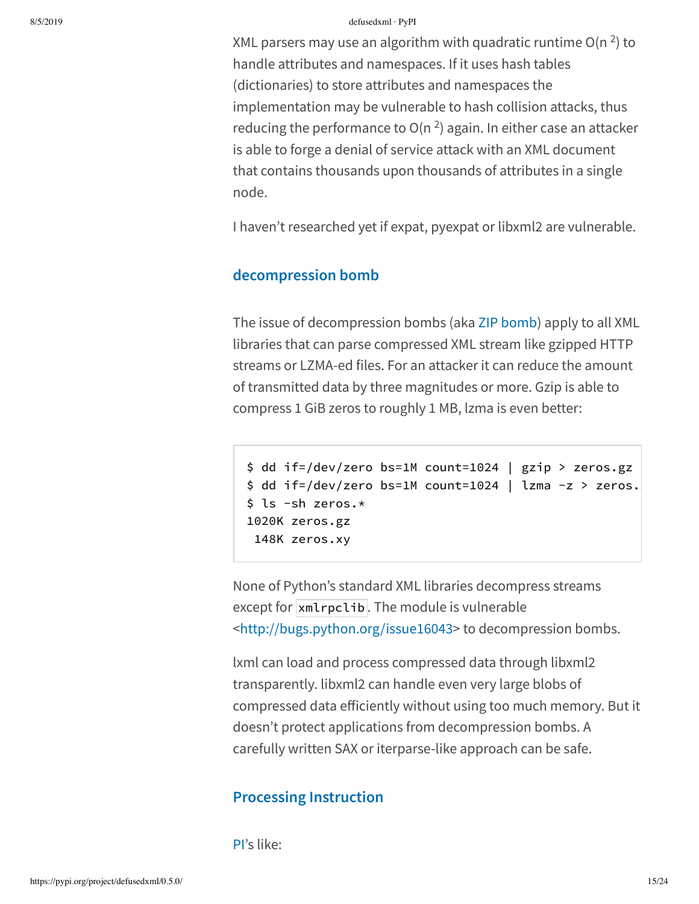XML parsers may use an algorithm with quadratic runtime $O(n^2)$ to handle attributes and namespaces. If it uses hash tables (dictionaries) to store attributes and namespaces the implementation may be vulnerable to hash collision attacks, thus reducing the performance to $O(n^2)$ again. In either case an attacker is able to forge a denial of service attack with an XML document that contains thousands upon thousands of attributes in a single node.

I haven't researched yet if expat, pyexpat or libxml2 are vulnerable.

### decompression bomb

The issue of decompression bombs (aka ZIP bomb) apply to all XML libraries that can parse compressed XML stream like gzipped HTTP streams or LZMA-ed files. For an attacker it can reduce the amount of transmitted data by three magnitudes or more. Gzip is able to compress 1 GiB zeros to roughly 1 MB, lzma is even better:

```
$ dd if=/dev/zero bs=1M count=1024 | gzip > zeros.gz
$ dd if=/dev/zero bs=1M count=1024 | lzma -z > zeros.
$ ls -sh zeros.*
1020K zeros.gz
 148K zeros.xy
```

None of Python's standard XML libraries decompress streams except for `xmlrpclib`. The module is vulnerable <http://bugs.python.org/issue16043> to decompression bombs.

lxml can load and process compressed data through libxml2 transparently. libxml2 can handle even very large blobs of compressed data efficiently without using too much memory. But it doesn't protect applications from decompression bombs. A carefully written SAX or iterparse-like approach can be safe.

### Processing Instruction

PI's like: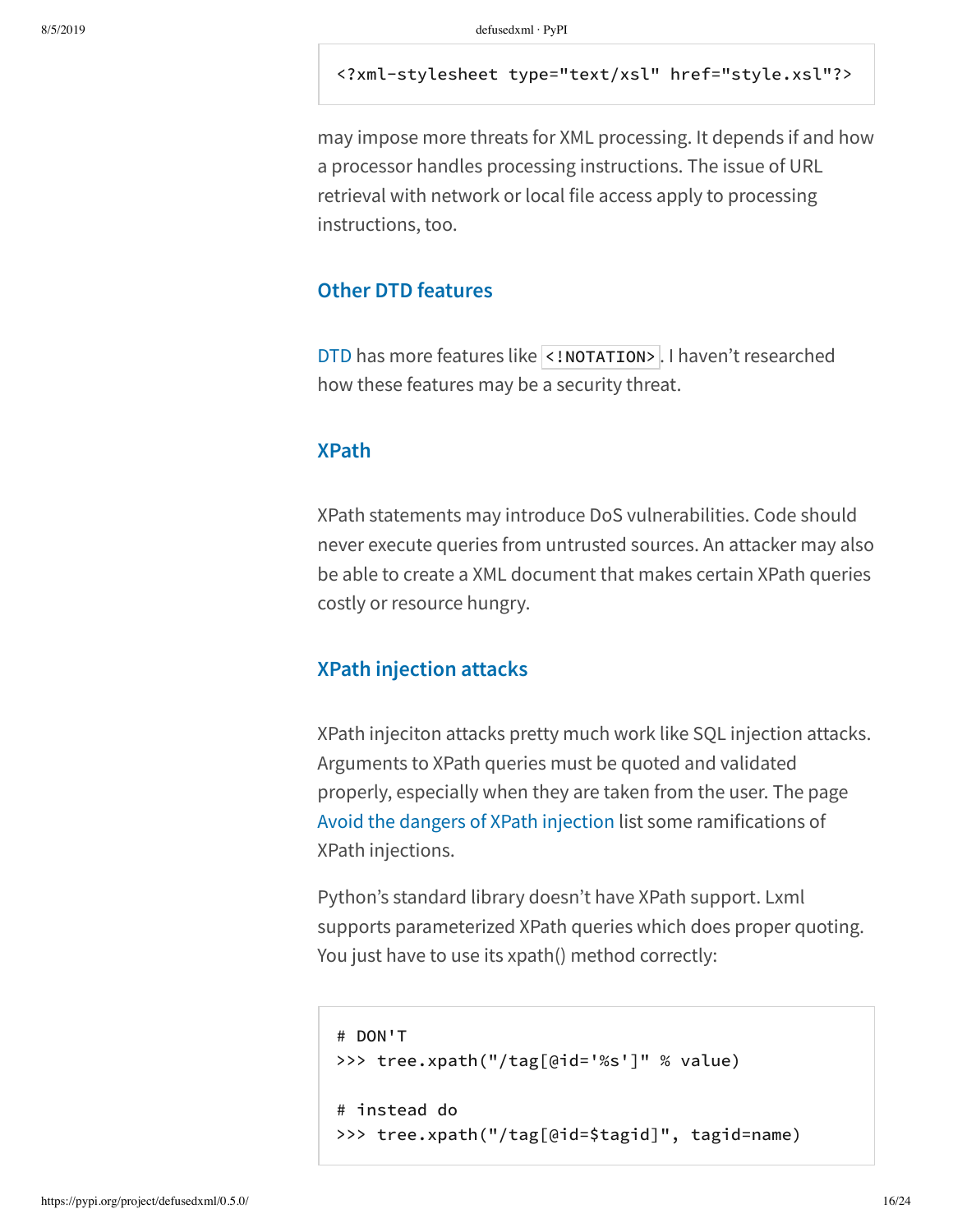```
<?xml-stylesheet type="text/xsl" href="style.xsl"?>
```

may impose more threats for XML processing. It depends if and how a processor handles processing instructions. The issue of URL retrieval with network or local file access apply to processing instructions, too.

### Other DTD features

DTD has more features like `<!NOTATION>`. I haven't researched how these features may be a security threat.

### XPath

XPath statements may introduce DoS vulnerabilities. Code should never execute queries from untrusted sources. An attacker may also be able to create a XML document that makes certain XPath queries costly or resource hungry.

### XPath injection attacks

XPath injeciton attacks pretty much work like SQL injection attacks. Arguments to XPath queries must be quoted and validated properly, especially when they are taken from the user. The page Avoid the dangers of XPath injection list some ramifications of XPath injections.

Python's standard library doesn't have XPath support. Lxml supports parameterized XPath queries which does proper quoting. You just have to use its xpath() method correctly:

```
# DON'T
>>> tree.xpath("/tag[@id='%s']" % value)

# instead do
>>> tree.xpath("/tag[@id=$tagid]", tagid=name)
```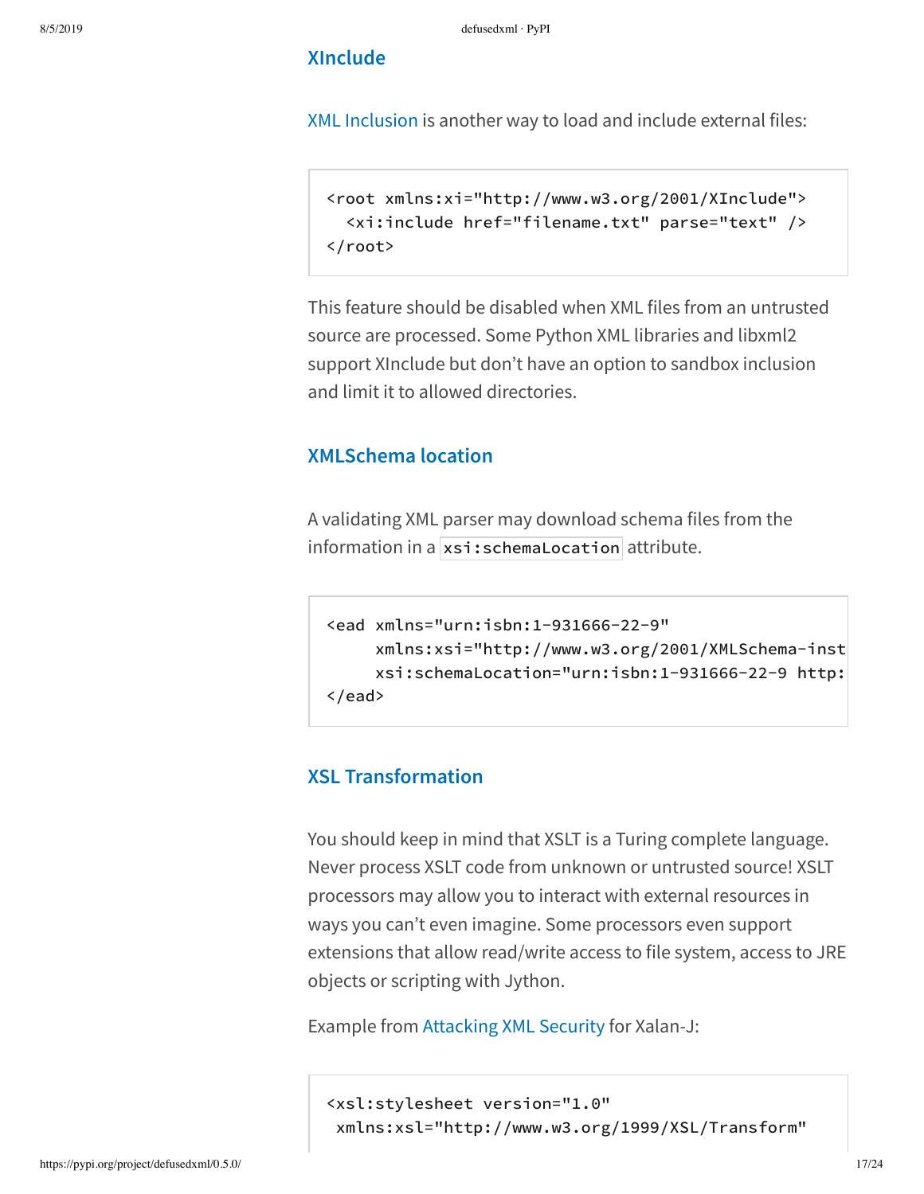### XInclude

XML Inclusion is another way to load and include external files:

```
<root xmlns:xi="http://www.w3.org/2001/XInclude">
  <xi:include href="filename.txt" parse="text" />
</root>
```

This feature should be disabled when XML files from an untrusted source are processed. Some Python XML libraries and libxml2 support XInclude but don't have an option to sandbox inclusion and limit it to allowed directories.

### XMLSchema location

A validating XML parser may download schema files from the information in a `xsi:schemaLocation` attribute.

```
<ead xmlns="urn:isbn:1-931666-22-9"
     xmlns:xsi="http://www.w3.org/2001/XMLSchema-inst
     xsi:schemaLocation="urn:isbn:1-931666-22-9 http:
</ead>
```

### XSL Transformation

You should keep in mind that XSLT is a Turing complete language. Never process XSLT code from unknown or untrusted source! XSLT processors may allow you to interact with external resources in ways you can't even imagine. Some processors even support extensions that allow read/write access to file system, access to JRE objects or scripting with Jython.

Example from Attacking XML Security for Xalan-J:

```
<xsl:stylesheet version="1.0"
 xmlns:xsl="http://www.w3.org/1999/XSL/Transform"
```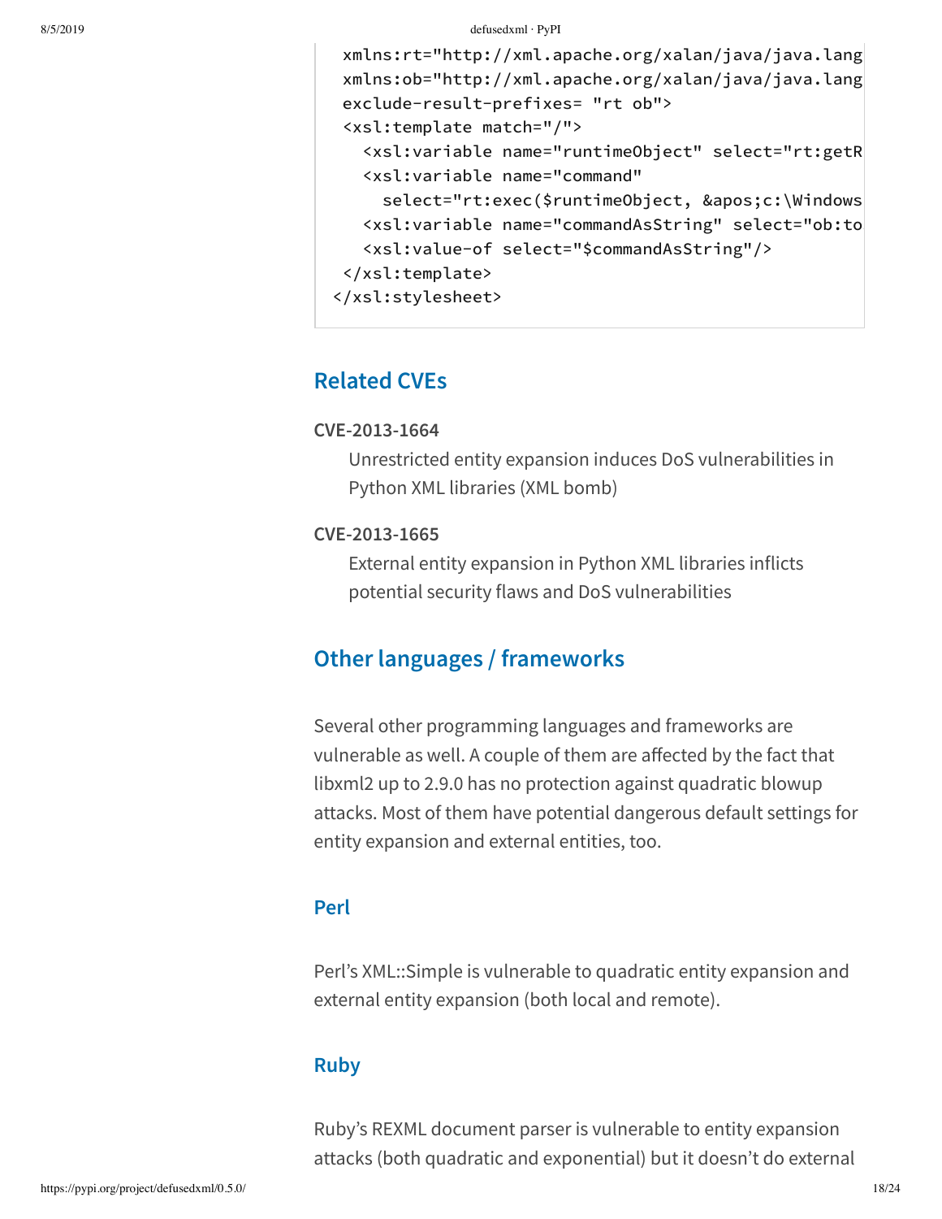```
  xmlns:rt="http://xml.apache.org/xalan/java/java.lang
  xmlns:ob="http://xml.apache.org/xalan/java/java.lang
  exclude-result-prefixes= "rt ob">
  <xsl:template match="/">
    <xsl:variable name="runtimeObject" select="rt:getR
    <xsl:variable name="command"
      select="rt:exec($runtimeObject, &apos;c:\Windows
    <xsl:variable name="commandAsString" select="ob:to
    <xsl:value-of select="$commandAsString"/>
  </xsl:template>
</xsl:stylesheet>
```

## Related CVEs

**CVE-2013-1664**

Unrestricted entity expansion induces DoS vulnerabilities in Python XML libraries (XML bomb)

**CVE-2013-1665**

External entity expansion in Python XML libraries inflicts potential security flaws and DoS vulnerabilities

## Other languages / frameworks

Several other programming languages and frameworks are vulnerable as well. A couple of them are affected by the fact that libxml2 up to 2.9.0 has no protection against quadratic blowup attacks. Most of them have potential dangerous default settings for entity expansion and external entities, too.

### Perl

Perl's XML::Simple is vulnerable to quadratic entity expansion and external entity expansion (both local and remote).

### Ruby

Ruby's REXML document parser is vulnerable to entity expansion attacks (both quadratic and exponential) but it doesn't do external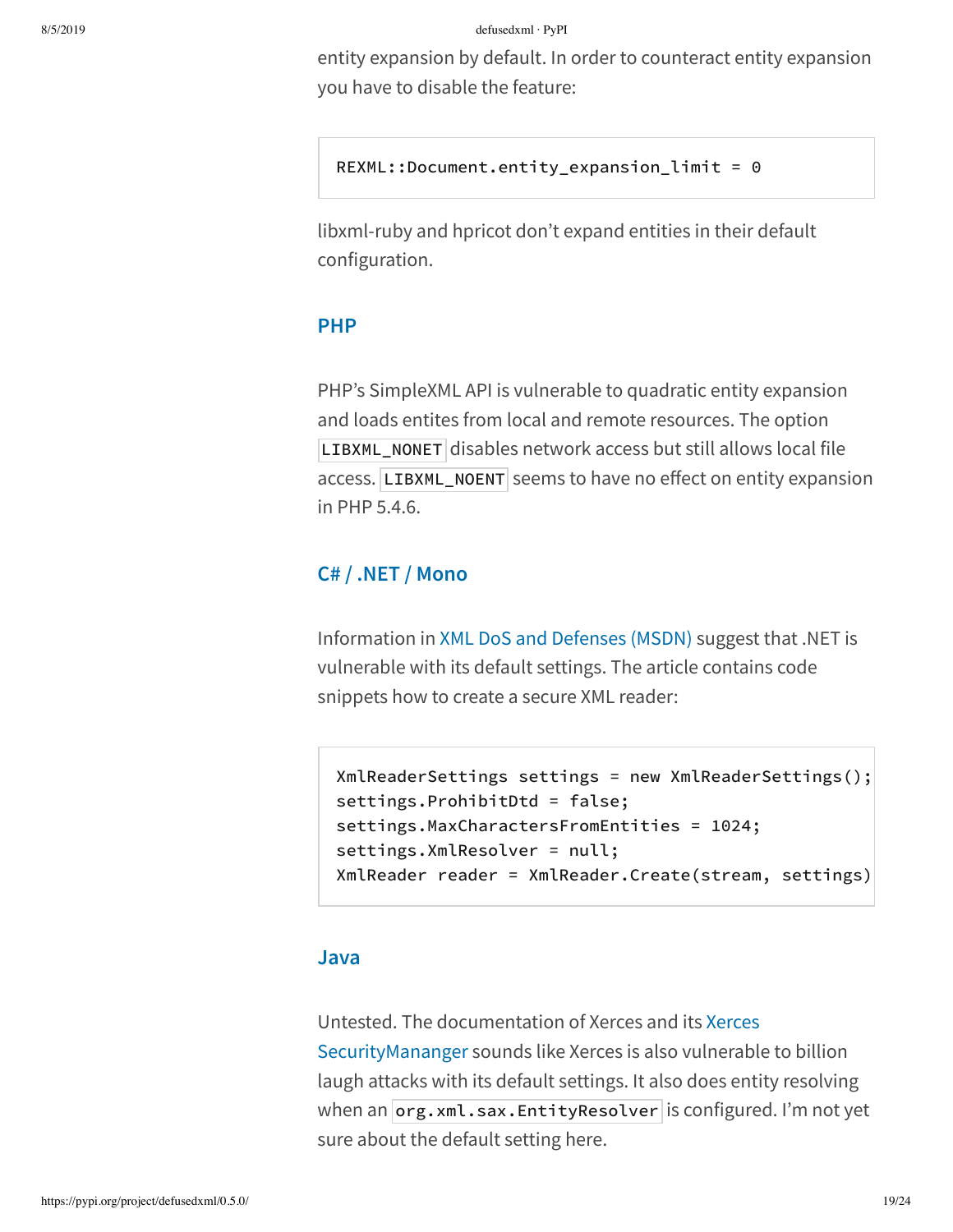entity expansion by default. In order to counteract entity expansion you have to disable the feature:

```
REXML::Document.entity_expansion_limit = 0
```

libxml-ruby and hpricot don't expand entities in their default configuration.

### PHP

PHP's SimpleXML API is vulnerable to quadratic entity expansion and loads entites from local and remote resources. The option `LIBXML_NONET` disables network access but still allows local file access. `LIBXML_NOENT` seems to have no effect on entity expansion in PHP 5.4.6.

### C# / .NET / Mono

Information in XML DoS and Defenses (MSDN) suggest that .NET is vulnerable with its default settings. The article contains code snippets how to create a secure XML reader:

```
XmlReaderSettings settings = new XmlReaderSettings();
settings.ProhibitDtd = false;
settings.MaxCharactersFromEntities = 1024;
settings.XmlResolver = null;
XmlReader reader = XmlReader.Create(stream, settings)
```

### Java

Untested. The documentation of Xerces and its Xerces SecurityMananger sounds like Xerces is also vulnerable to billion laugh attacks with its default settings. It also does entity resolving when an `org.xml.sax.EntityResolver` is configured. I'm not yet sure about the default setting here.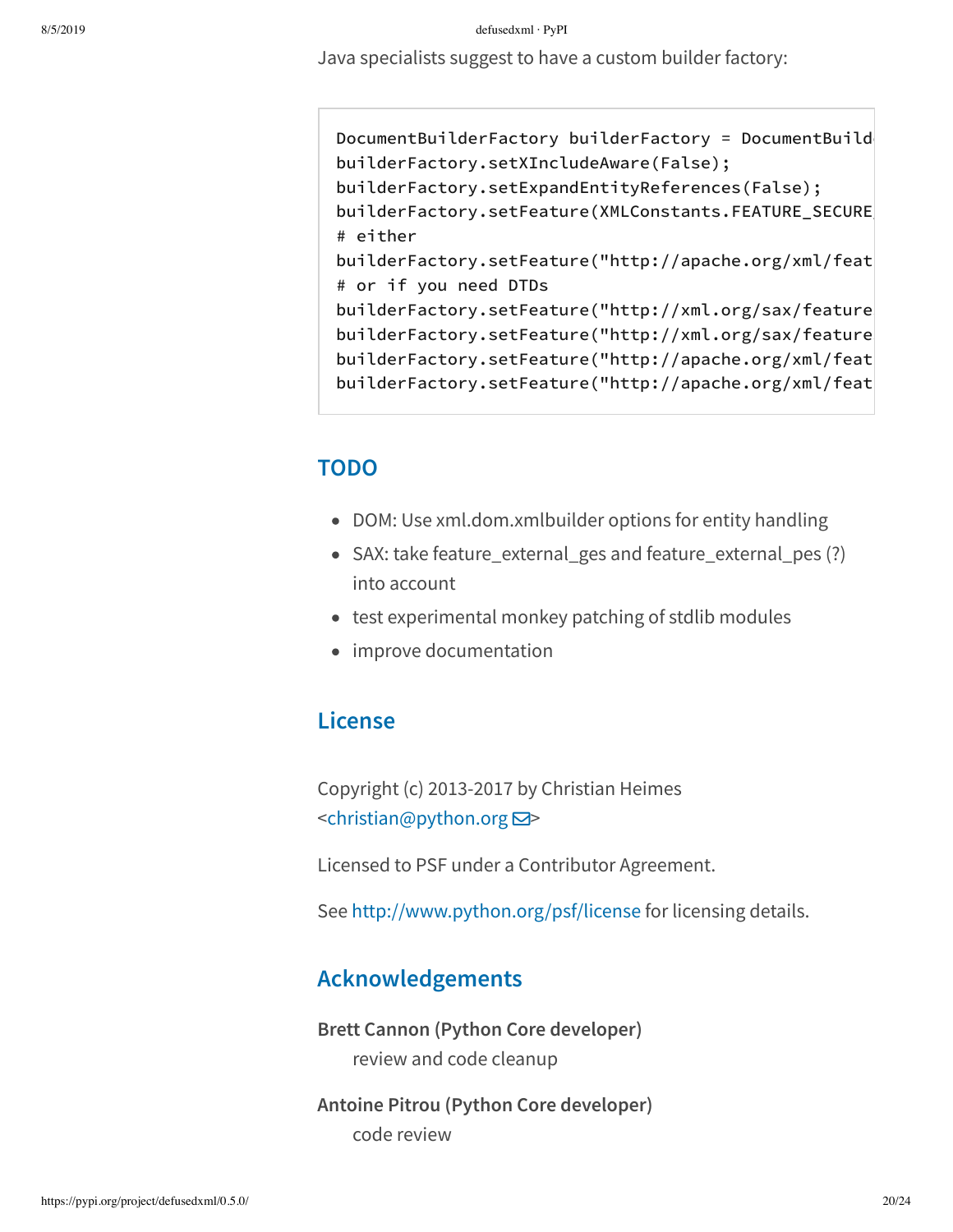Java specialists suggest to have a custom builder factory:

```
DocumentBuilderFactory builderFactory = DocumentBuild
builderFactory.setXIncludeAware(False);
builderFactory.setExpandEntityReferences(False);
builderFactory.setFeature(XMLConstants.FEATURE_SECURE
# either
builderFactory.setFeature("http://apache.org/xml/feat
# or if you need DTDs
builderFactory.setFeature("http://xml.org/sax/feature
builderFactory.setFeature("http://xml.org/sax/feature
builderFactory.setFeature("http://apache.org/xml/feat
builderFactory.setFeature("http://apache.org/xml/feat
```

## TODO

- DOM: Use xml.dom.xmlbuilder options for entity handling
- SAX: take feature_external_ges and feature_external_pes (?) into account
- test experimental monkey patching of stdlib modules
- improve documentation

## License

Copyright (c) 2013-2017 by Christian Heimes <christian@python.org>

Licensed to PSF under a Contributor Agreement.

See http://www.python.org/psf/license for licensing details.

## Acknowledgements

**Brett Cannon (Python Core developer)**
review and code cleanup

**Antoine Pitrou (Python Core developer)**
code review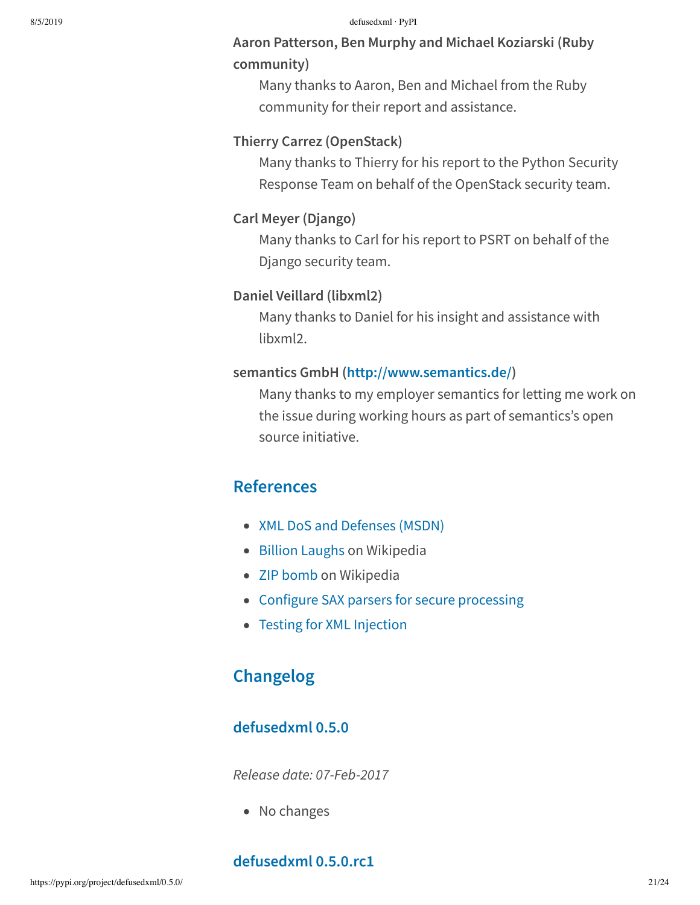**Aaron Patterson, Ben Murphy and Michael Koziarski (Ruby community)**

Many thanks to Aaron, Ben and Michael from the Ruby community for their report and assistance.

**Thierry Carrez (OpenStack)**

Many thanks to Thierry for his report to the Python Security Response Team on behalf of the OpenStack security team.

**Carl Meyer (Django)**

Many thanks to Carl for his report to PSRT on behalf of the Django security team.

**Daniel Veillard (libxml2)**

Many thanks to Daniel for his insight and assistance with libxml2.

**semantics GmbH (http://www.semantics.de/)**

Many thanks to my employer semantics for letting me work on the issue during working hours as part of semantics's open source initiative.

## References

- XML DoS and Defenses (MSDN)
- Billion Laughs on Wikipedia
- ZIP bomb on Wikipedia
- Configure SAX parsers for secure processing
- Testing for XML Injection

## Changelog

### defusedxml 0.5.0

*Release date: 07-Feb-2017*

- No changes

### defusedxml 0.5.0.rc1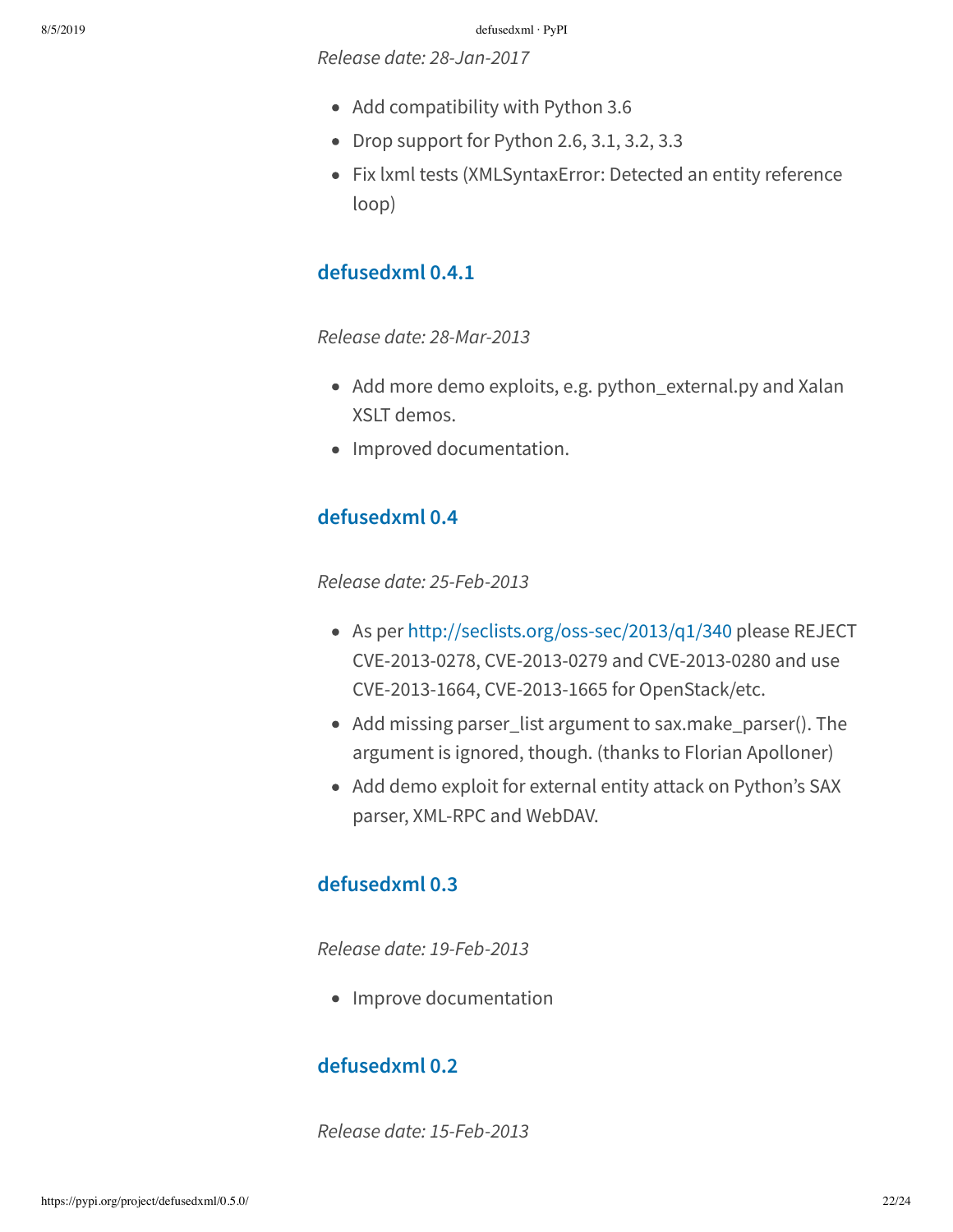*Release date: 28-Jan-2017*

- Add compatibility with Python 3.6
- Drop support for Python 2.6, 3.1, 3.2, 3.3
- Fix lxml tests (XMLSyntaxError: Detected an entity reference loop)

## defusedxml 0.4.1

*Release date: 28-Mar-2013*

- Add more demo exploits, e.g. python_external.py and Xalan XSLT demos.
- Improved documentation.

## defusedxml 0.4

*Release date: 25-Feb-2013*

- As per http://seclists.org/oss-sec/2013/q1/340 please REJECT CVE-2013-0278, CVE-2013-0279 and CVE-2013-0280 and use CVE-2013-1664, CVE-2013-1665 for OpenStack/etc.
- Add missing parser_list argument to sax.make_parser(). The argument is ignored, though. (thanks to Florian Apolloner)
- Add demo exploit for external entity attack on Python's SAX parser, XML-RPC and WebDAV.

## defusedxml 0.3

*Release date: 19-Feb-2013*

- Improve documentation

## defusedxml 0.2

*Release date: 15-Feb-2013*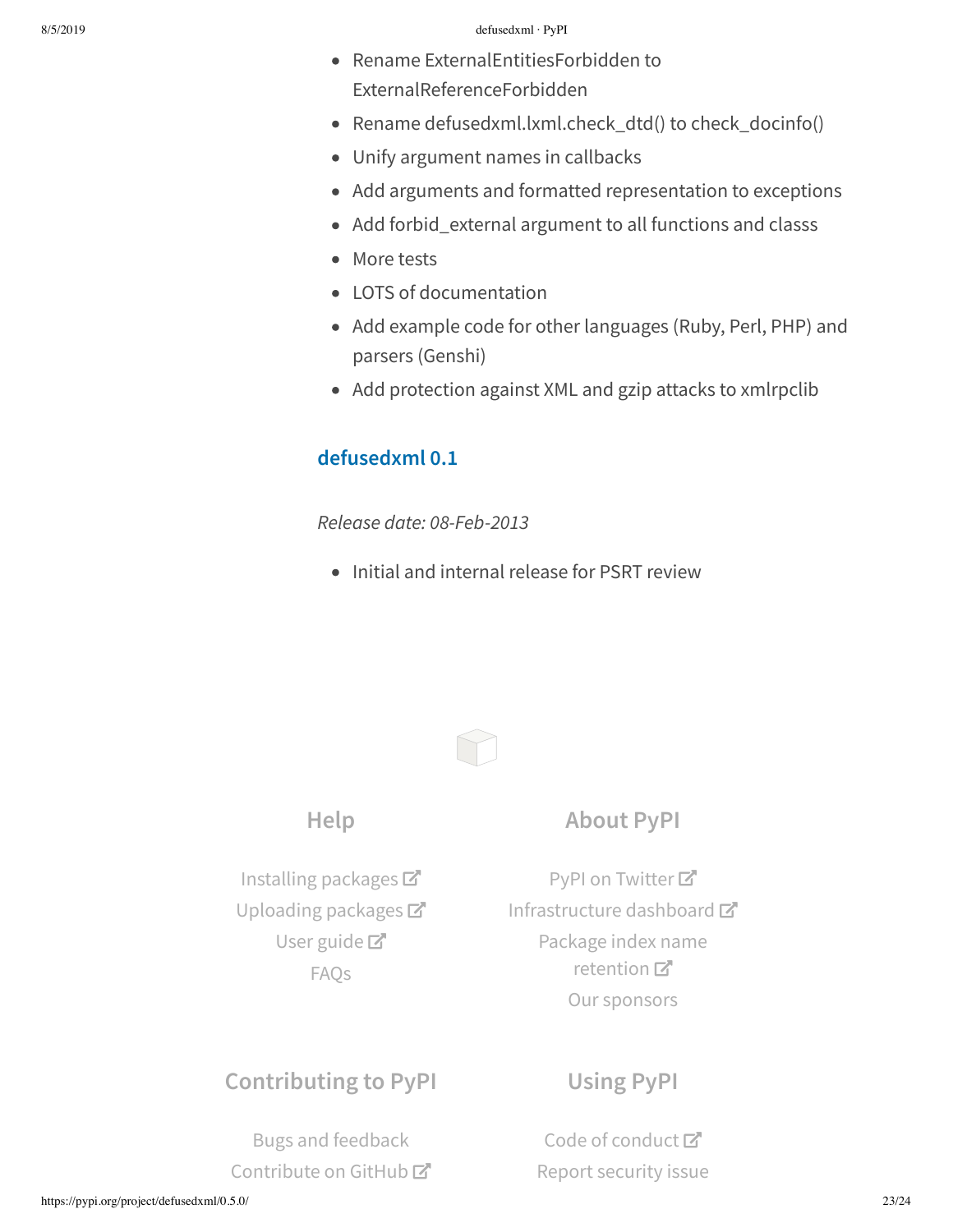- Rename ExternalEntitiesForbidden to ExternalReferenceForbidden
- Rename defusedxml.lxml.check_dtd() to check_docinfo()
- Unify argument names in callbacks
- Add arguments and formatted representation to exceptions
- Add forbid_external argument to all functions and classs
- More tests
- LOTS of documentation
- Add example code for other languages (Ruby, Perl, PHP) and parsers (Genshi)
- Add protection against XML and gzip attacks to xmlrpclib

### defusedxml 0.1

*Release date: 08-Feb-2013*

- Initial and internal release for PSRT review

## Help

Installing packages
Uploading packages
User guide
FAQs

## About PyPI

PyPI on Twitter
Infrastructure dashboard
Package index name retention
Our sponsors

## Contributing to PyPI

Bugs and feedback
Contribute on GitHub

## Using PyPI

Code of conduct
Report security issue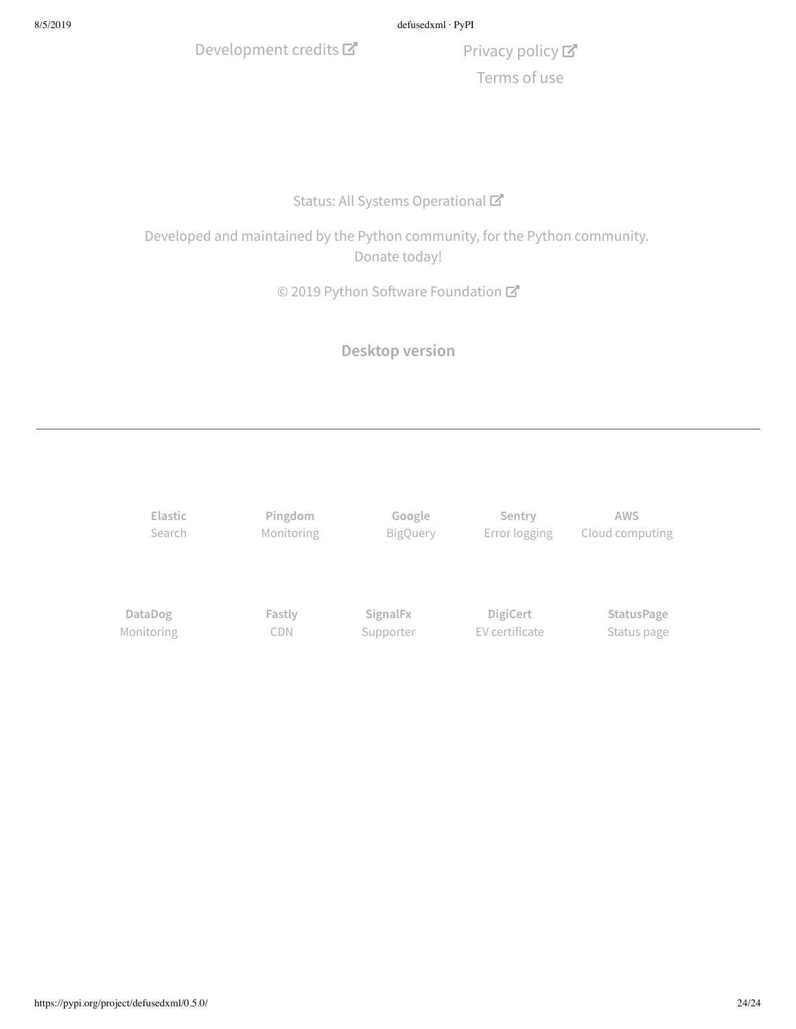Development credits

Privacy policy

Terms of use

Status: All Systems Operational

Developed and maintained by the Python community, for the Python community.
Donate today!

© 2019 Python Software Foundation

**Desktop version**

---

**Elastic**
Search

**Pingdom**
Monitoring

**Google**
BigQuery

**Sentry**
Error logging

**AWS**
Cloud computing

**DataDog**
Monitoring

**Fastly**
CDN

**SignalFx**
Supporter

**DigiCert**
EV certificate

**StatusPage**
Status page